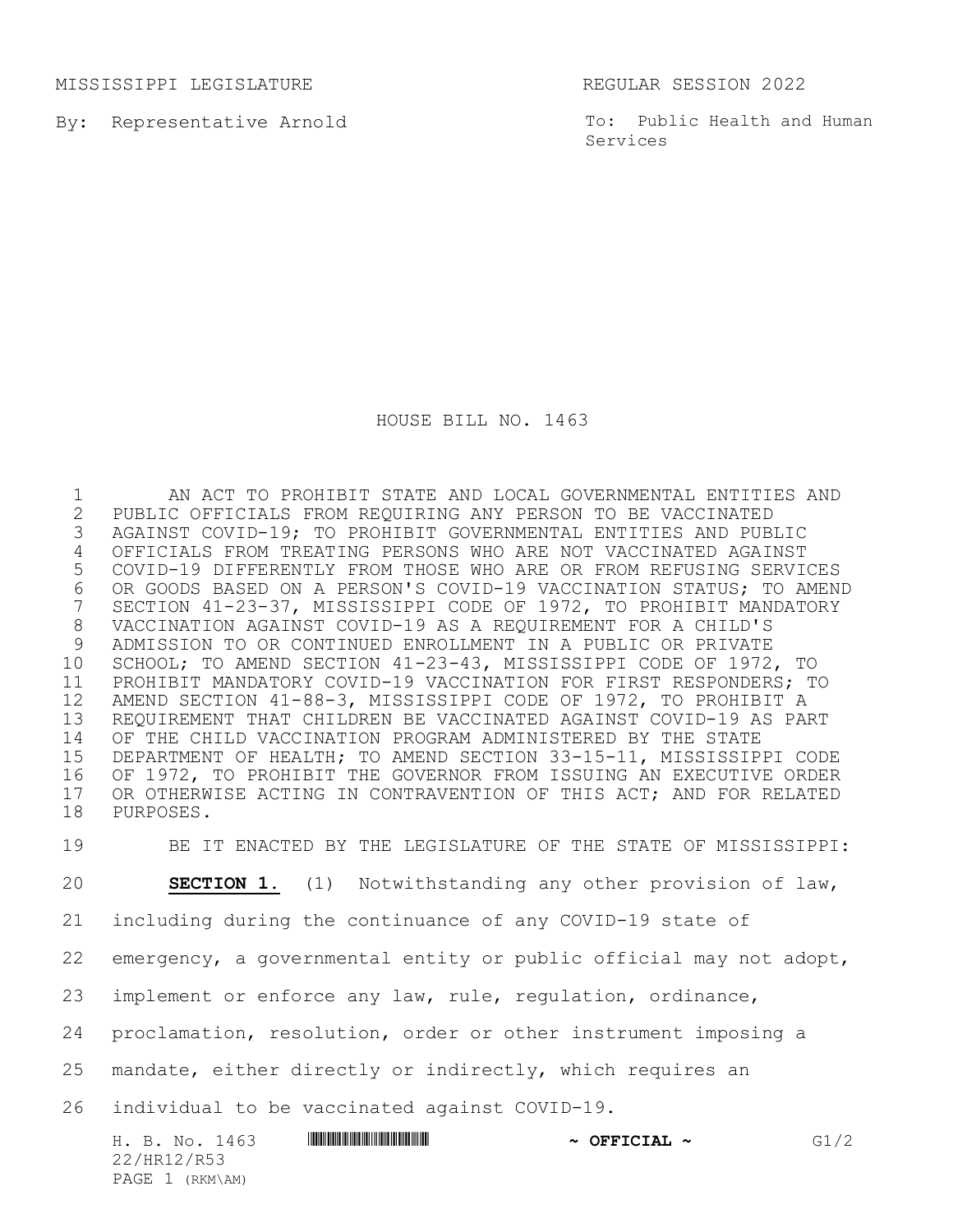MISSISSIPPI LEGISLATURE REGULAR SESSION 2022

By: Representative Arnold

To: Public Health and Human Services

# HOUSE BILL NO. 1463

AN ACT TO PROHIBIT STATE AND LOCAL GOVERNMENTAL ENTITIES AND PUBLIC OFFICIALS FROM REQUIRING ANY PERSON TO BE VACCINATED AGAINST COVID-19; TO PROHIBIT GOVERNMENTAL ENTITIES AND PUBLIC OFFICIALS FROM TREATING PERSONS WHO ARE NOT VACCINATED AGAINST COVID-19 DIFFERENTLY FROM THOSE WHO ARE OR FROM REFUSING SERVICES OR GOODS BASED ON A PERSON'S COVID-19 VACCINATION STATUS; TO AMEND SECTION 41-23-37, MISSISSIPPI CODE OF 1972, TO PROHIBIT MANDATORY VACCINATION AGAINST COVID-19 AS A REQUIREMENT FOR A CHILD'S ADMISSION TO OR CONTINUED ENROLLMENT IN A PUBLIC OR PRIVATE SCHOOL; TO AMEND SECTION 41-23-43, MISSISSIPPI CODE OF 1972, TO PROHIBIT MANDATORY COVID-19 VACCINATION FOR FIRST RESPONDERS; TO AMEND SECTION 41-88-3, MISSISSIPPI CODE OF 1972, TO PROHIBIT A REQUIREMENT THAT CHILDREN BE VACCINATED AGAINST COVID-19 AS PART OF THE CHILD VACCINATION PROGRAM ADMINISTERED BY THE STATE DEPARTMENT OF HEALTH; TO AMEND SECTION 33-15-11, MISSISSIPPI CODE OF 1972, TO PROHIBIT THE GOVERNOR FROM ISSUING AN EXECUTIVE ORDER OR OTHERWISE ACTING IN CONTRAVENTION OF THIS ACT; AND FOR RELATED PURPOSES.

BE IT ENACTED BY THE LEGISLATURE OF THE STATE OF MISSISSIPPI:

**SECTION 1.** (1) Notwithstanding any other provision of law, including during the continuance of any COVID-19 state of emergency, a governmental entity or public official may not adopt, implement or enforce any law, rule, regulation, ordinance, proclamation, resolution, order or other instrument imposing a mandate, either directly or indirectly, which requires an individual to be vaccinated against COVID-19.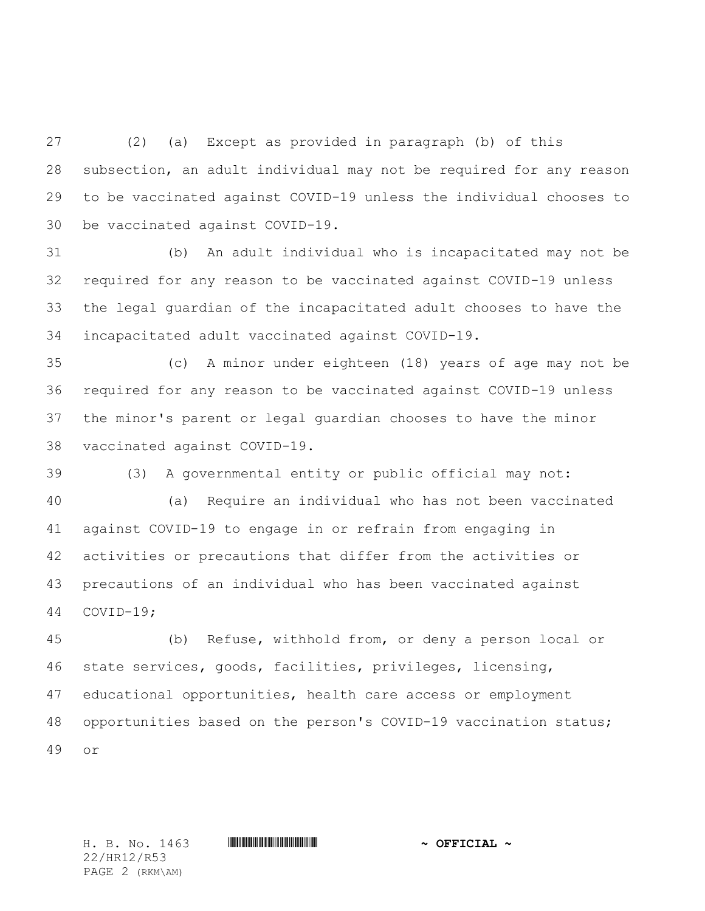(2) (a) Except as provided in paragraph (b) of this subsection, an adult individual may not be required for any reason to be vaccinated against COVID-19 unless the individual chooses to be vaccinated against COVID-19.

(b) An adult individual who is incapacitated may not be required for any reason to be vaccinated against COVID-19 unless the legal guardian of the incapacitated adult chooses to have the incapacitated adult vaccinated against COVID-19.

(c) A minor under eighteen (18) years of age may not be required for any reason to be vaccinated against COVID-19 unless the minor's parent or legal guardian chooses to have the minor vaccinated against COVID-19.

(3) A governmental entity or public official may not:

(a) Require an individual who has not been vaccinated against COVID-19 to engage in or refrain from engaging in activities or precautions that differ from the activities or precautions of an individual who has been vaccinated against COVID-19;

(b) Refuse, withhold from, or deny a person local or state services, goods, facilities, privileges, licensing, educational opportunities, health care access or employment opportunities based on the person's COVID-19 vaccination status; or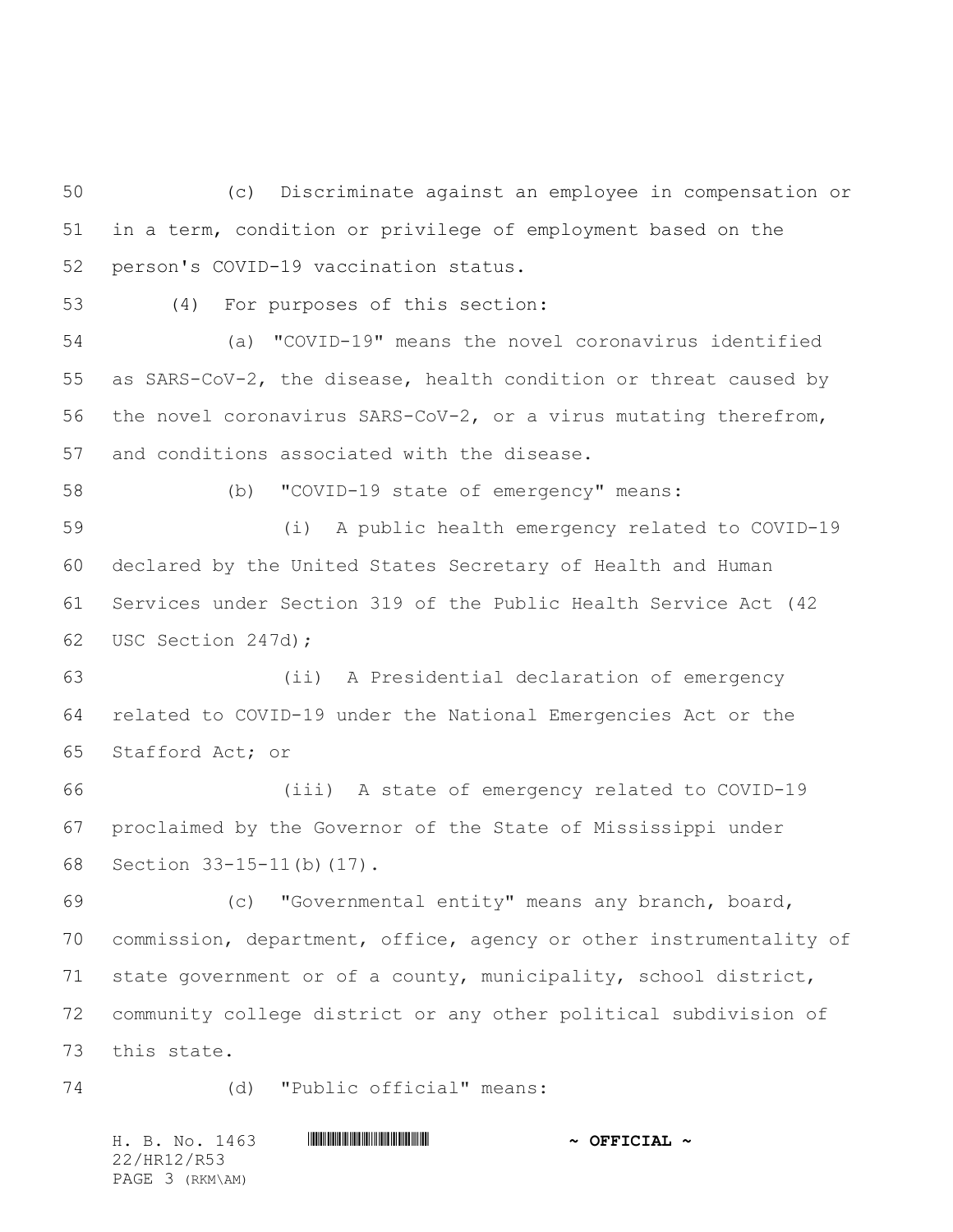(c) Discriminate against an employee in compensation or in a term, condition or privilege of employment based on the person's COVID-19 vaccination status.

(4) For purposes of this section:

(a) "COVID-19" means the novel coronavirus identified as SARS-CoV-2, the disease, health condition or threat caused by the novel coronavirus SARS-CoV-2, or a virus mutating therefrom, and conditions associated with the disease.

(b) "COVID-19 state of emergency" means:

(i) A public health emergency related to COVID-19 declared by the United States Secretary of Health and Human Services under Section 319 of the Public Health Service Act (42 USC Section 247d);

(ii) A Presidential declaration of emergency related to COVID-19 under the National Emergencies Act or the Stafford Act; or

(iii) A state of emergency related to COVID-19 proclaimed by the Governor of the State of Mississippi under Section 33-15-11(b)(17).

(c) "Governmental entity" means any branch, board, commission, department, office, agency or other instrumentality of state government or of a county, municipality, school district, community college district or any other political subdivision of this state.

(d) "Public official" means: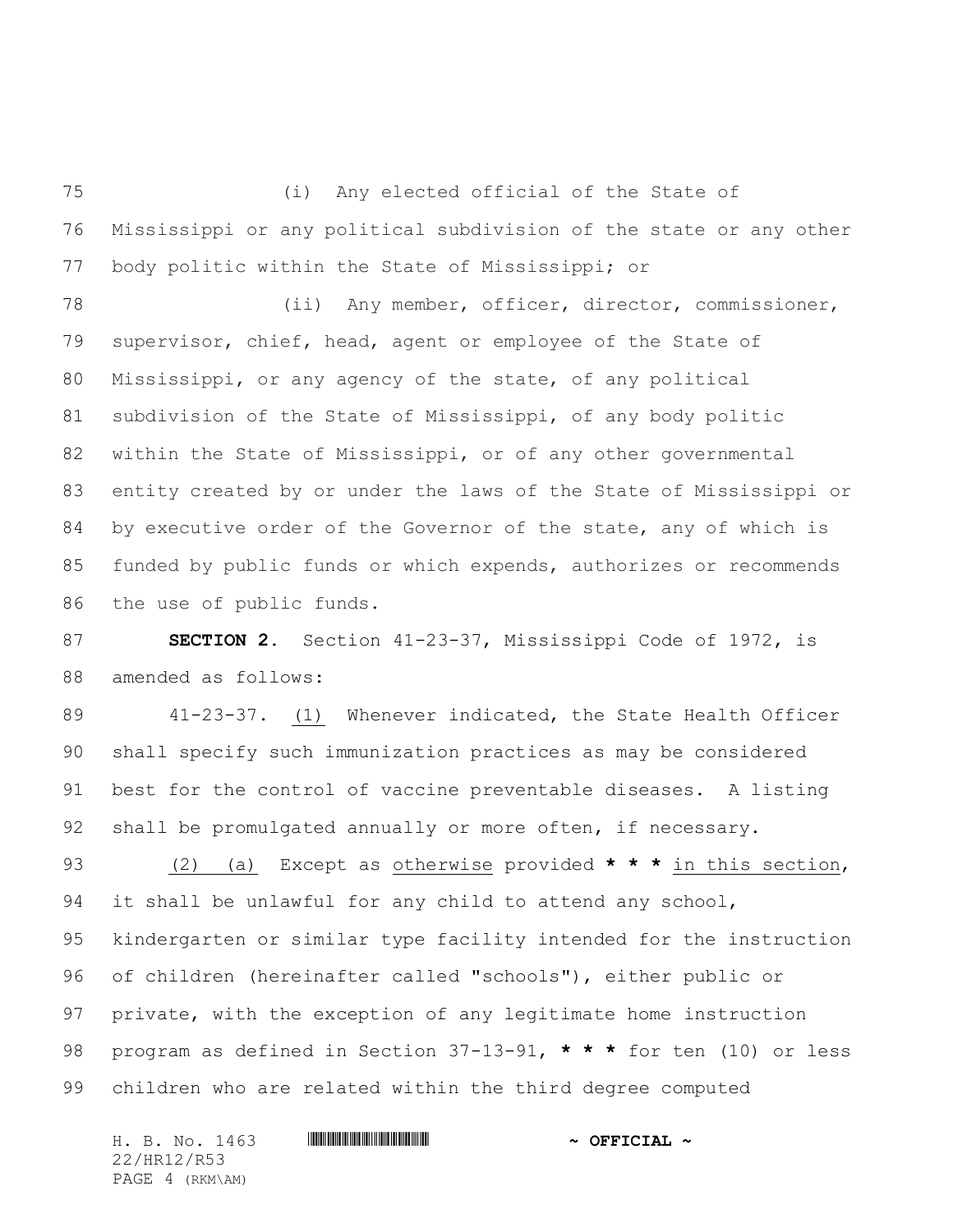(i) Any elected official of the State of Mississippi or any political subdivision of the state or any other body politic within the State of Mississippi; or

(ii) Any member, officer, director, commissioner, supervisor, chief, head, agent or employee of the State of Mississippi, or any agency of the state, of any political subdivision of the State of Mississippi, of any body politic within the State of Mississippi, or of any other governmental entity created by or under the laws of the State of Mississippi or by executive order of the Governor of the state, any of which is funded by public funds or which expends, authorizes or recommends the use of public funds.

**SECTION 2.** Section 41-23-37, Mississippi Code of 1972, is amended as follows:

41-23-37. <u>(1)</u> Whenever indicated, the State Health Officer shall specify such immunization practices as may be considered best for the control of vaccine preventable diseases. A listing shall be promulgated annually or more often, if necessary.

<u>(2) (a)</u> Except as <u>otherwise</u> provided **\* \* \*** <u>in this section</u>, it shall be unlawful for any child to attend any school, kindergarten or similar type facility intended for the instruction of children (hereinafter called "schools"), either public or private, with the exception of any legitimate home instruction program as defined in Section 37-13-91, **\* \* \*** for ten (10) or less children who are related within the third degree computed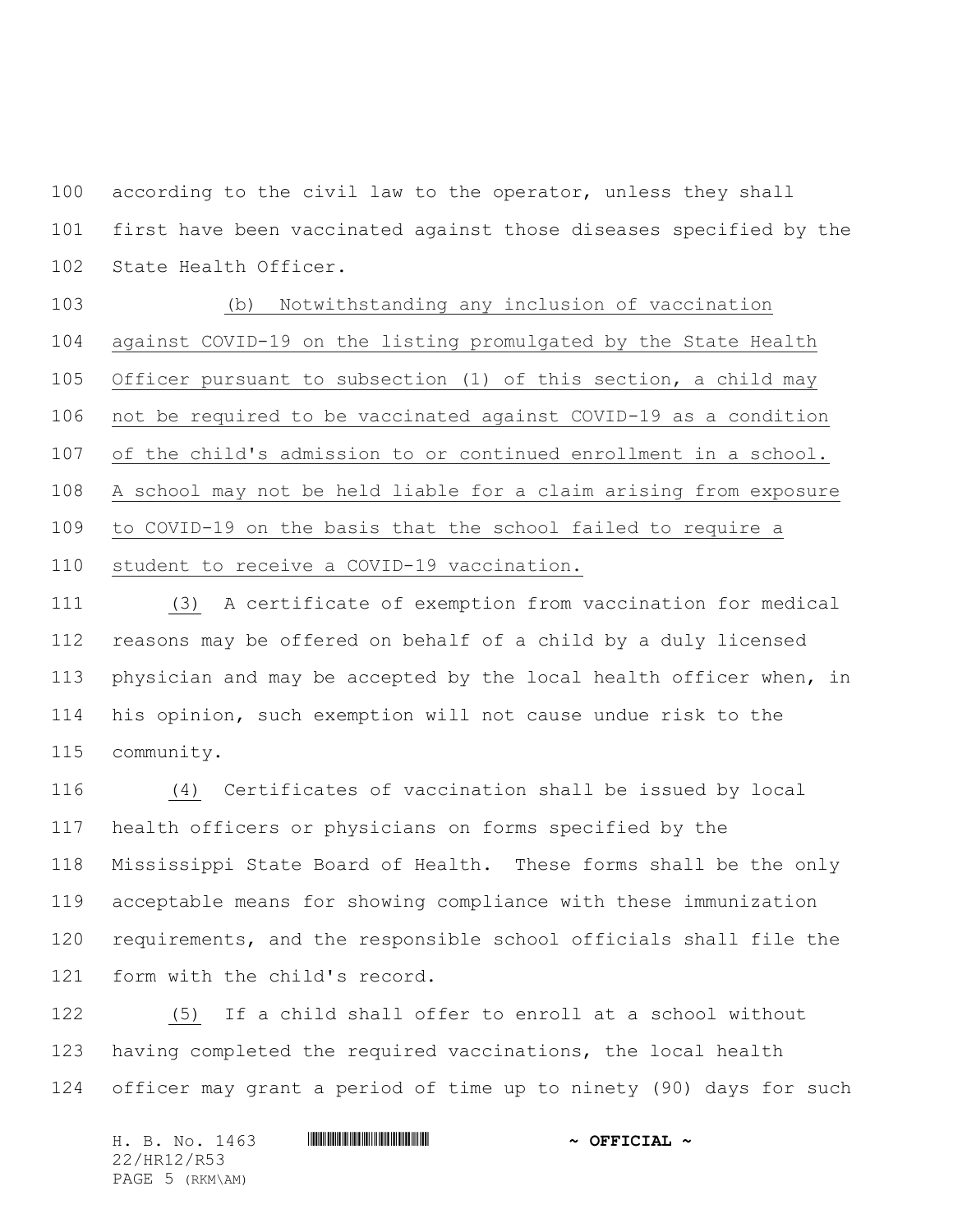according to the civil law to the operator, unless they shall first have been vaccinated against those diseases specified by the State Health Officer.

(b) Notwithstanding any inclusion of vaccination against COVID-19 on the listing promulgated by the State Health Officer pursuant to subsection (1) of this section, a child may not be required to be vaccinated against COVID-19 as a condition of the child's admission to or continued enrollment in a school. A school may not be held liable for a claim arising from exposure to COVID-19 on the basis that the school failed to require a student to receive a COVID-19 vaccination.

(3) A certificate of exemption from vaccination for medical reasons may be offered on behalf of a child by a duly licensed physician and may be accepted by the local health officer when, in his opinion, such exemption will not cause undue risk to the community.

(4) Certificates of vaccination shall be issued by local health officers or physicians on forms specified by the Mississippi State Board of Health. These forms shall be the only acceptable means for showing compliance with these immunization requirements, and the responsible school officials shall file the form with the child's record.

(5) If a child shall offer to enroll at a school without having completed the required vaccinations, the local health officer may grant a period of time up to ninety (90) days for such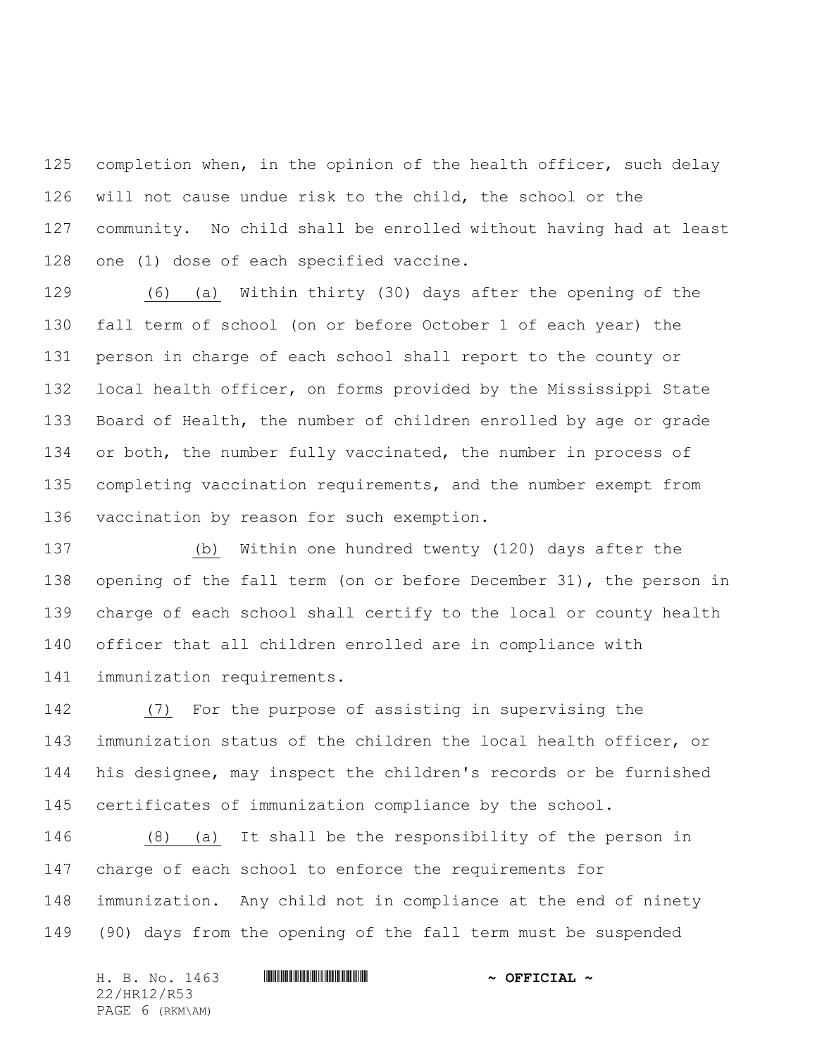completion when, in the opinion of the health officer, such delay will not cause undue risk to the child, the school or the community. No child shall be enrolled without having had at least one (1) dose of each specified vaccine.

(6) (a) Within thirty (30) days after the opening of the fall term of school (on or before October 1 of each year) the person in charge of each school shall report to the county or local health officer, on forms provided by the Mississippi State Board of Health, the number of children enrolled by age or grade or both, the number fully vaccinated, the number in process of completing vaccination requirements, and the number exempt from vaccination by reason for such exemption.

(b) Within one hundred twenty (120) days after the opening of the fall term (on or before December 31), the person in charge of each school shall certify to the local or county health officer that all children enrolled are in compliance with immunization requirements.

(7) For the purpose of assisting in supervising the immunization status of the children the local health officer, or his designee, may inspect the children's records or be furnished certificates of immunization compliance by the school.

(8) (a) It shall be the responsibility of the person in charge of each school to enforce the requirements for immunization. Any child not in compliance at the end of ninety (90) days from the opening of the fall term must be suspended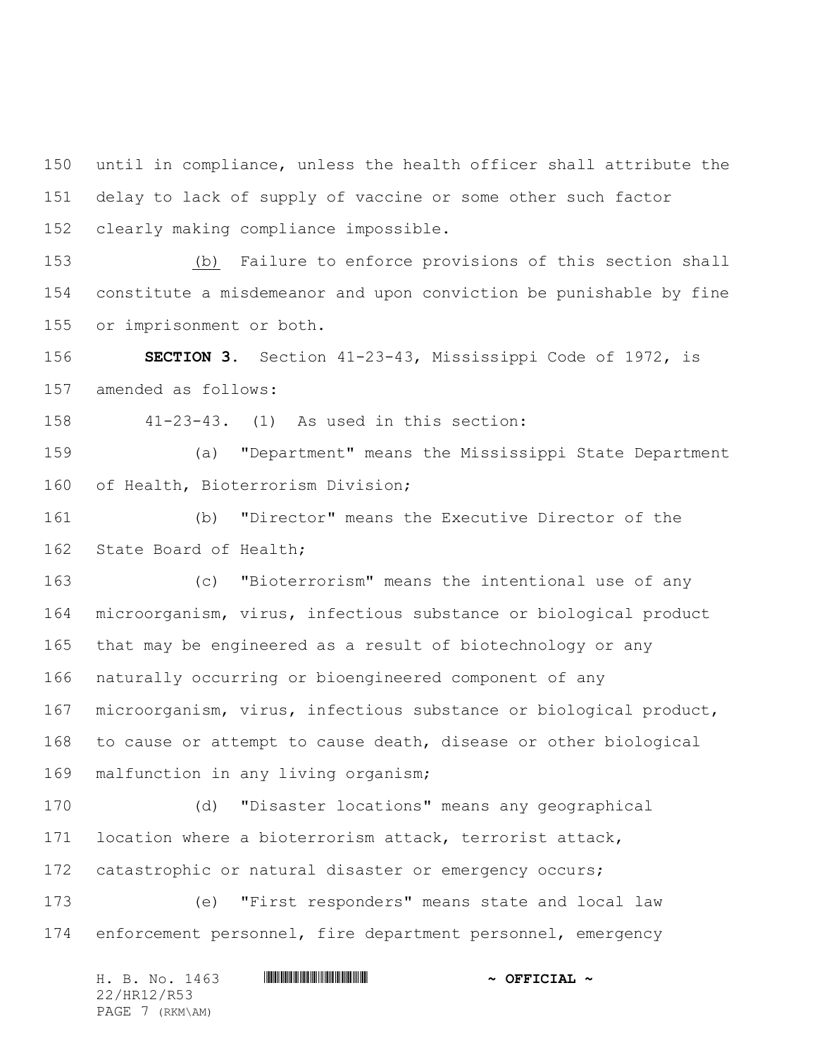until in compliance, unless the health officer shall attribute the delay to lack of supply of vaccine or some other such factor clearly making compliance impossible.

<u>(b)</u> Failure to enforce provisions of this section shall constitute a misdemeanor and upon conviction be punishable by fine or imprisonment or both.

**SECTION 3.** Section 41-23-43, Mississippi Code of 1972, is amended as follows:

41-23-43. (1) As used in this section:

(a) "Department" means the Mississippi State Department of Health, Bioterrorism Division;

(b) "Director" means the Executive Director of the State Board of Health;

(c) "Bioterrorism" means the intentional use of any microorganism, virus, infectious substance or biological product that may be engineered as a result of biotechnology or any naturally occurring or bioengineered component of any microorganism, virus, infectious substance or biological product, to cause or attempt to cause death, disease or other biological malfunction in any living organism;

(d) "Disaster locations" means any geographical location where a bioterrorism attack, terrorist attack, catastrophic or natural disaster or emergency occurs;

(e) "First responders" means state and local law enforcement personnel, fire department personnel, emergency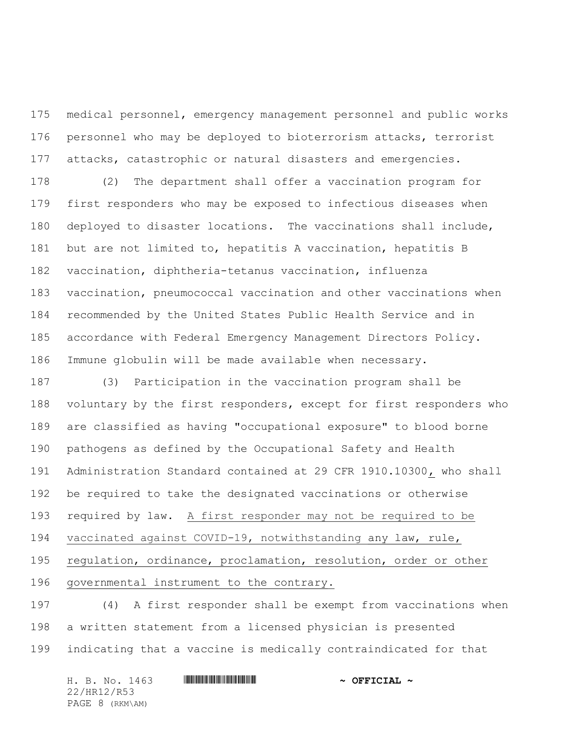medical personnel, emergency management personnel and public works personnel who may be deployed to bioterrorism attacks, terrorist attacks, catastrophic or natural disasters and emergencies.

(2) The department shall offer a vaccination program for first responders who may be exposed to infectious diseases when deployed to disaster locations. The vaccinations shall include, but are not limited to, hepatitis A vaccination, hepatitis B vaccination, diphtheria-tetanus vaccination, influenza vaccination, pneumococcal vaccination and other vaccinations when recommended by the United States Public Health Service and in accordance with Federal Emergency Management Directors Policy. Immune globulin will be made available when necessary.

(3) Participation in the vaccination program shall be voluntary by the first responders, except for first responders who are classified as having "occupational exposure" to blood borne pathogens as defined by the Occupational Safety and Health Administration Standard contained at 29 CFR 1910.10300, who shall be required to take the designated vaccinations or otherwise required by law. A first responder may not be required to be vaccinated against COVID-19, notwithstanding any law, rule, regulation, ordinance, proclamation, resolution, order or other governmental instrument to the contrary.

(4) A first responder shall be exempt from vaccinations when a written statement from a licensed physician is presented indicating that a vaccine is medically contraindicated for that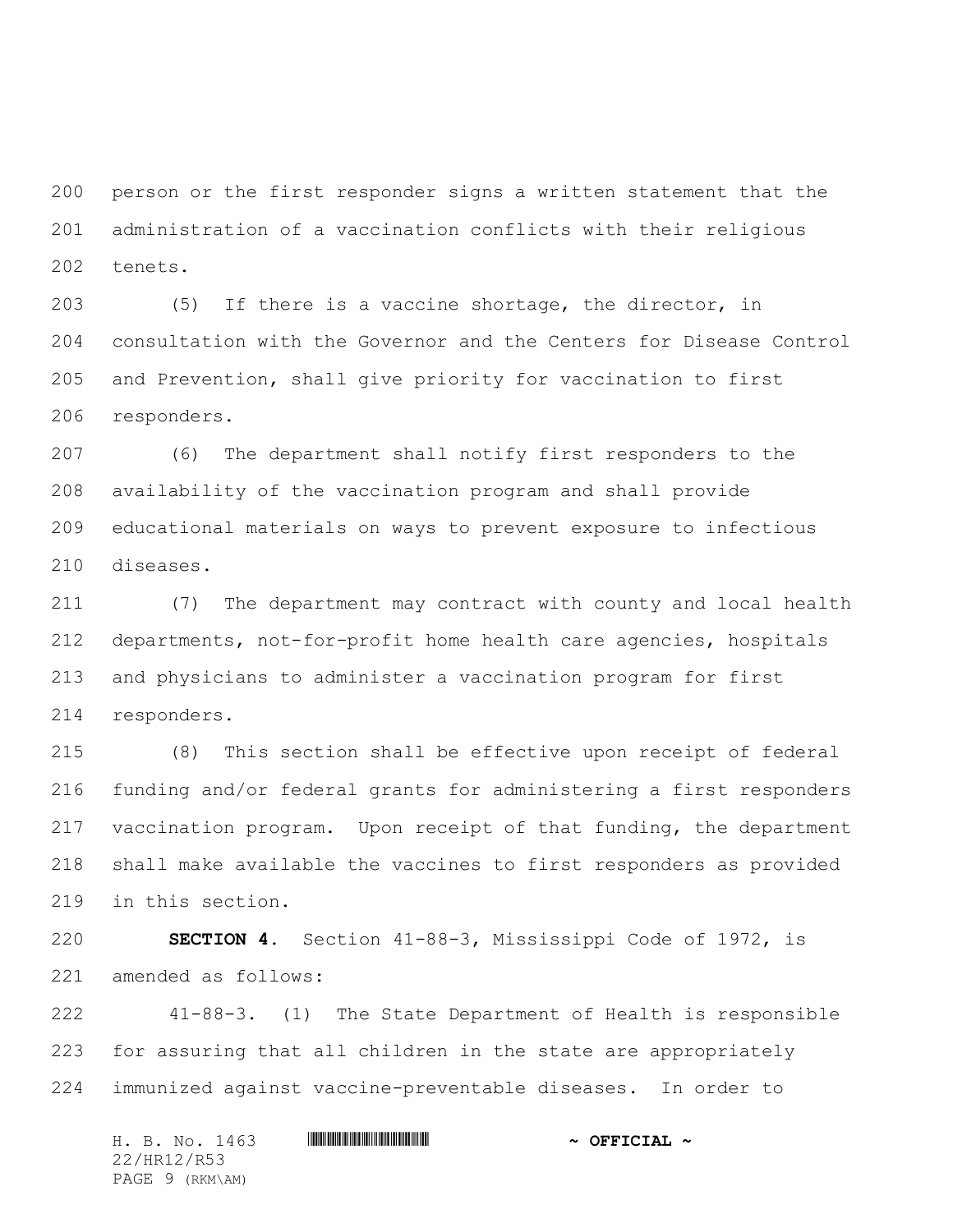person or the first responder signs a written statement that the administration of a vaccination conflicts with their religious tenets.

(5) If there is a vaccine shortage, the director, in consultation with the Governor and the Centers for Disease Control and Prevention, shall give priority for vaccination to first responders.

(6) The department shall notify first responders to the availability of the vaccination program and shall provide educational materials on ways to prevent exposure to infectious diseases.

(7) The department may contract with county and local health departments, not-for-profit home health care agencies, hospitals and physicians to administer a vaccination program for first responders.

(8) This section shall be effective upon receipt of federal funding and/or federal grants for administering a first responders vaccination program. Upon receipt of that funding, the department shall make available the vaccines to first responders as provided in this section.

**SECTION 4.** Section 41-88-3, Mississippi Code of 1972, is amended as follows:

41-88-3. (1) The State Department of Health is responsible for assuring that all children in the state are appropriately immunized against vaccine-preventable diseases. In order to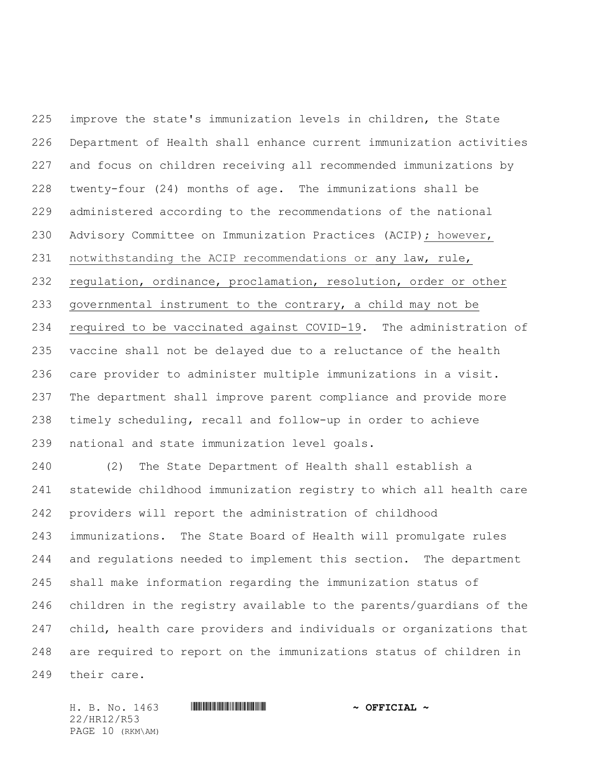improve the state's immunization levels in children, the State Department of Health shall enhance current immunization activities and focus on children receiving all recommended immunizations by twenty-four (24) months of age. The immunizations shall be administered according to the recommendations of the national Advisory Committee on Immunization Practices (ACIP); however, notwithstanding the ACIP recommendations or any law, rule, regulation, ordinance, proclamation, resolution, order or other governmental instrument to the contrary, a child may not be required to be vaccinated against COVID-19. The administration of vaccine shall not be delayed due to a reluctance of the health care provider to administer multiple immunizations in a visit. The department shall improve parent compliance and provide more timely scheduling, recall and follow-up in order to achieve national and state immunization level goals.

(2) The State Department of Health shall establish a statewide childhood immunization registry to which all health care providers will report the administration of childhood immunizations. The State Board of Health will promulgate rules and regulations needed to implement this section. The department shall make information regarding the immunization status of children in the registry available to the parents/guardians of the child, health care providers and individuals or organizations that are required to report on the immunizations status of children in their care.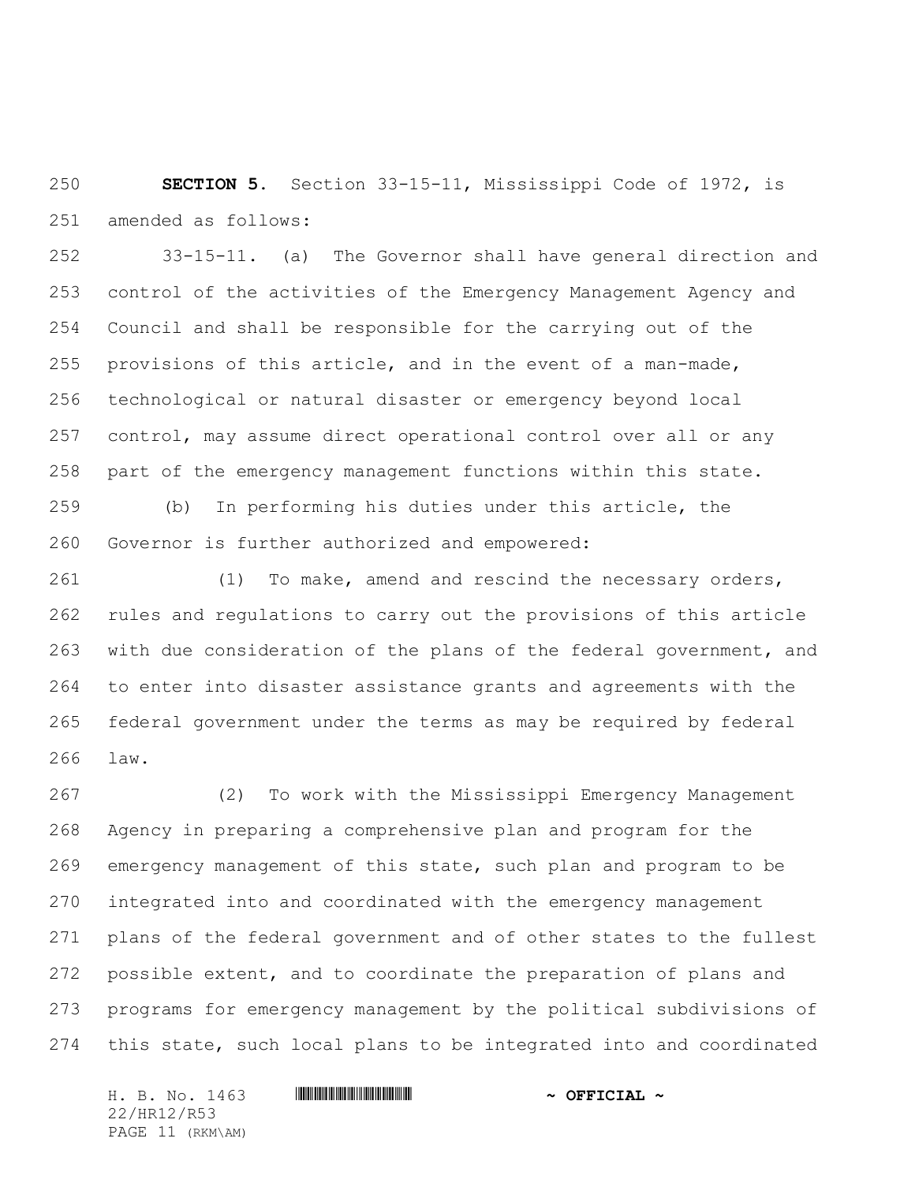**SECTION 5.** Section 33-15-11, Mississippi Code of 1972, is amended as follows:

33-15-11. (a) The Governor shall have general direction and control of the activities of the Emergency Management Agency and Council and shall be responsible for the carrying out of the provisions of this article, and in the event of a man-made, technological or natural disaster or emergency beyond local control, may assume direct operational control over all or any part of the emergency management functions within this state.

(b) In performing his duties under this article, the Governor is further authorized and empowered:

(1) To make, amend and rescind the necessary orders, rules and regulations to carry out the provisions of this article with due consideration of the plans of the federal government, and to enter into disaster assistance grants and agreements with the federal government under the terms as may be required by federal law.

(2) To work with the Mississippi Emergency Management Agency in preparing a comprehensive plan and program for the emergency management of this state, such plan and program to be integrated into and coordinated with the emergency management plans of the federal government and of other states to the fullest possible extent, and to coordinate the preparation of plans and programs for emergency management by the political subdivisions of this state, such local plans to be integrated into and coordinated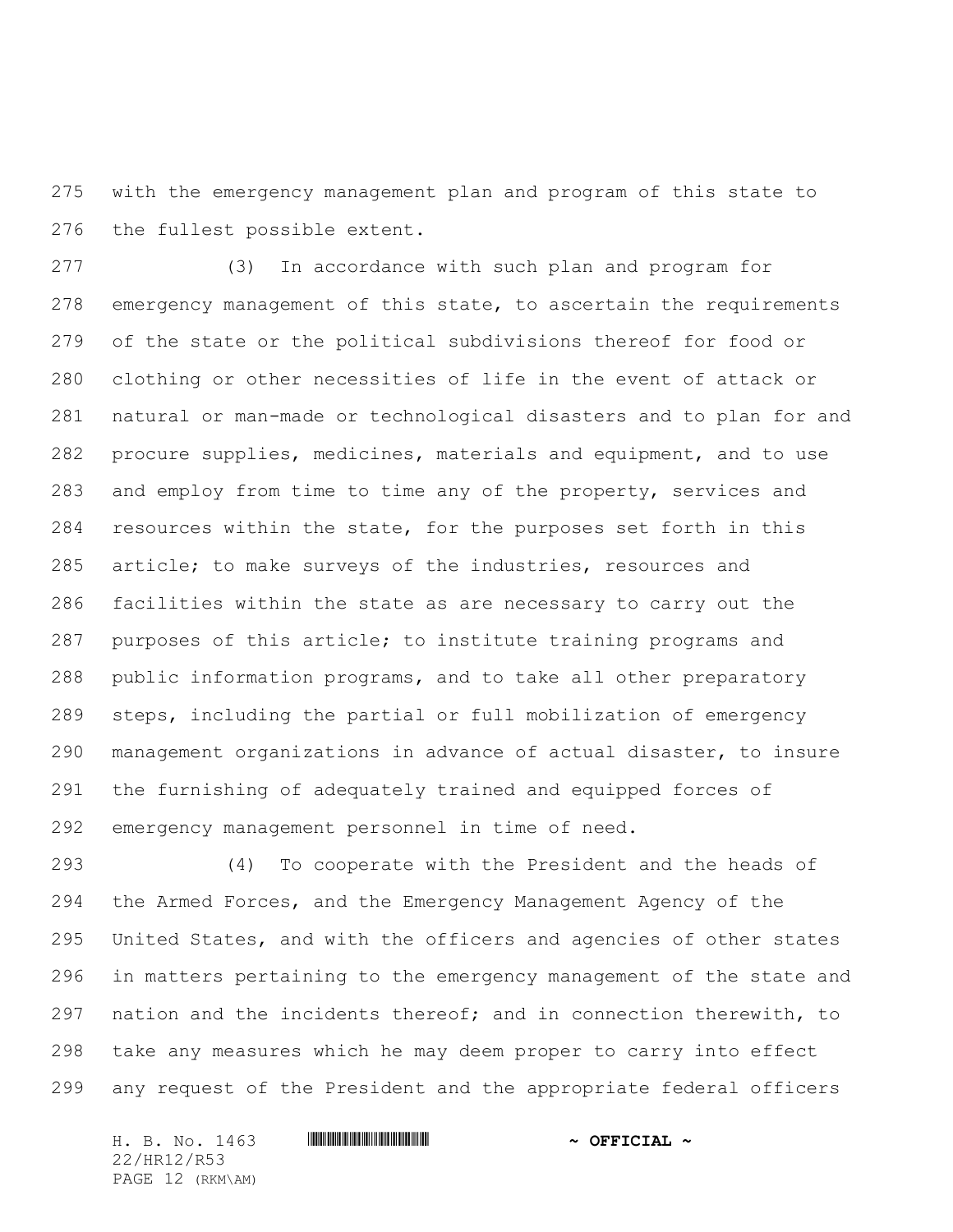with the emergency management plan and program of this state to the fullest possible extent.

(3) In accordance with such plan and program for emergency management of this state, to ascertain the requirements of the state or the political subdivisions thereof for food or clothing or other necessities of life in the event of attack or natural or man-made or technological disasters and to plan for and procure supplies, medicines, materials and equipment, and to use and employ from time to time any of the property, services and resources within the state, for the purposes set forth in this article; to make surveys of the industries, resources and facilities within the state as are necessary to carry out the purposes of this article; to institute training programs and public information programs, and to take all other preparatory steps, including the partial or full mobilization of emergency management organizations in advance of actual disaster, to insure the furnishing of adequately trained and equipped forces of emergency management personnel in time of need.

(4) To cooperate with the President and the heads of the Armed Forces, and the Emergency Management Agency of the United States, and with the officers and agencies of other states in matters pertaining to the emergency management of the state and nation and the incidents thereof; and in connection therewith, to take any measures which he may deem proper to carry into effect any request of the President and the appropriate federal officers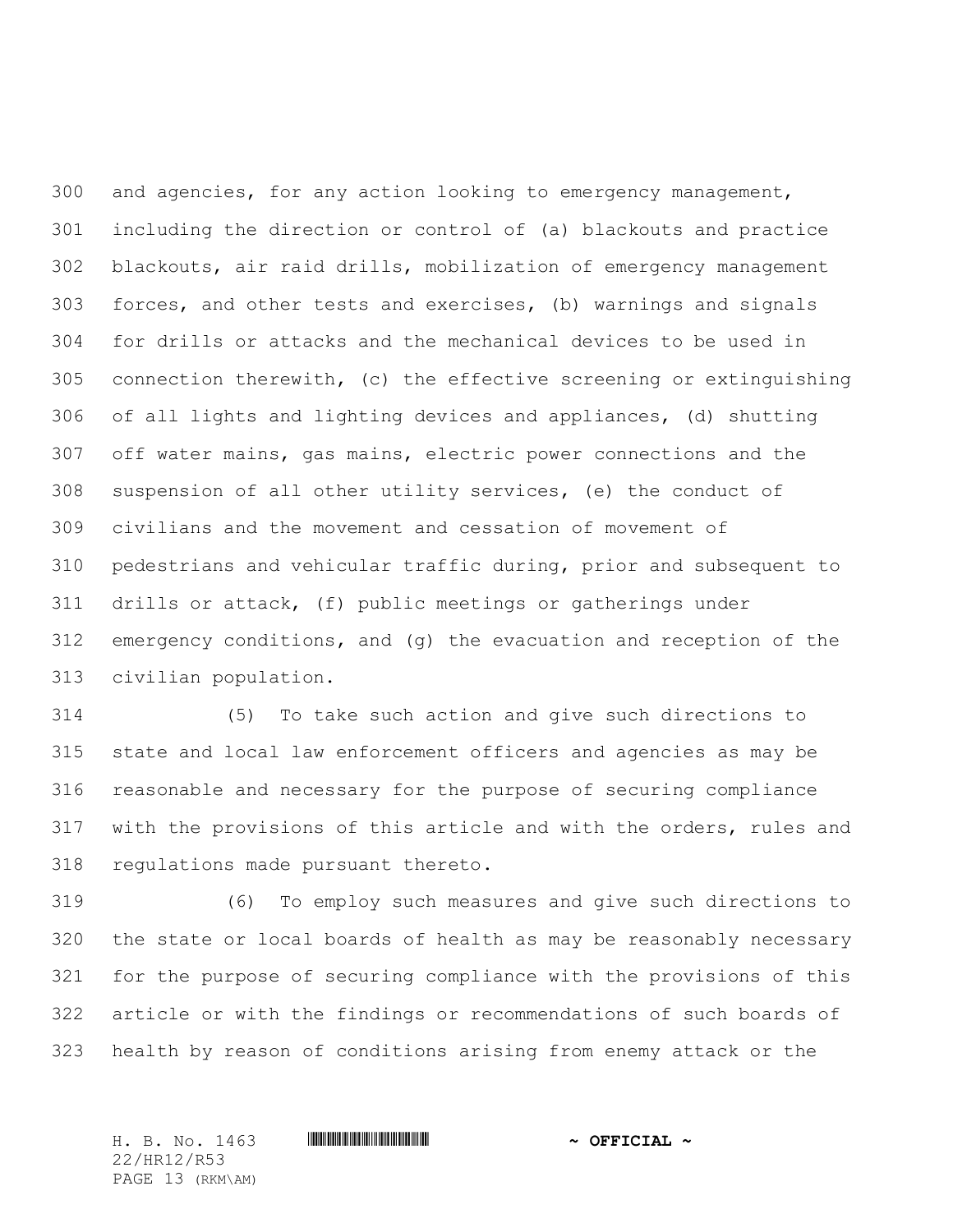and agencies, for any action looking to emergency management, including the direction or control of (a) blackouts and practice blackouts, air raid drills, mobilization of emergency management forces, and other tests and exercises, (b) warnings and signals for drills or attacks and the mechanical devices to be used in connection therewith, (c) the effective screening or extinguishing of all lights and lighting devices and appliances, (d) shutting off water mains, gas mains, electric power connections and the suspension of all other utility services, (e) the conduct of civilians and the movement and cessation of movement of pedestrians and vehicular traffic during, prior and subsequent to drills or attack, (f) public meetings or gatherings under emergency conditions, and (g) the evacuation and reception of the civilian population.

(5) To take such action and give such directions to state and local law enforcement officers and agencies as may be reasonable and necessary for the purpose of securing compliance with the provisions of this article and with the orders, rules and regulations made pursuant thereto.

(6) To employ such measures and give such directions to the state or local boards of health as may be reasonably necessary for the purpose of securing compliance with the provisions of this article or with the findings or recommendations of such boards of health by reason of conditions arising from enemy attack or the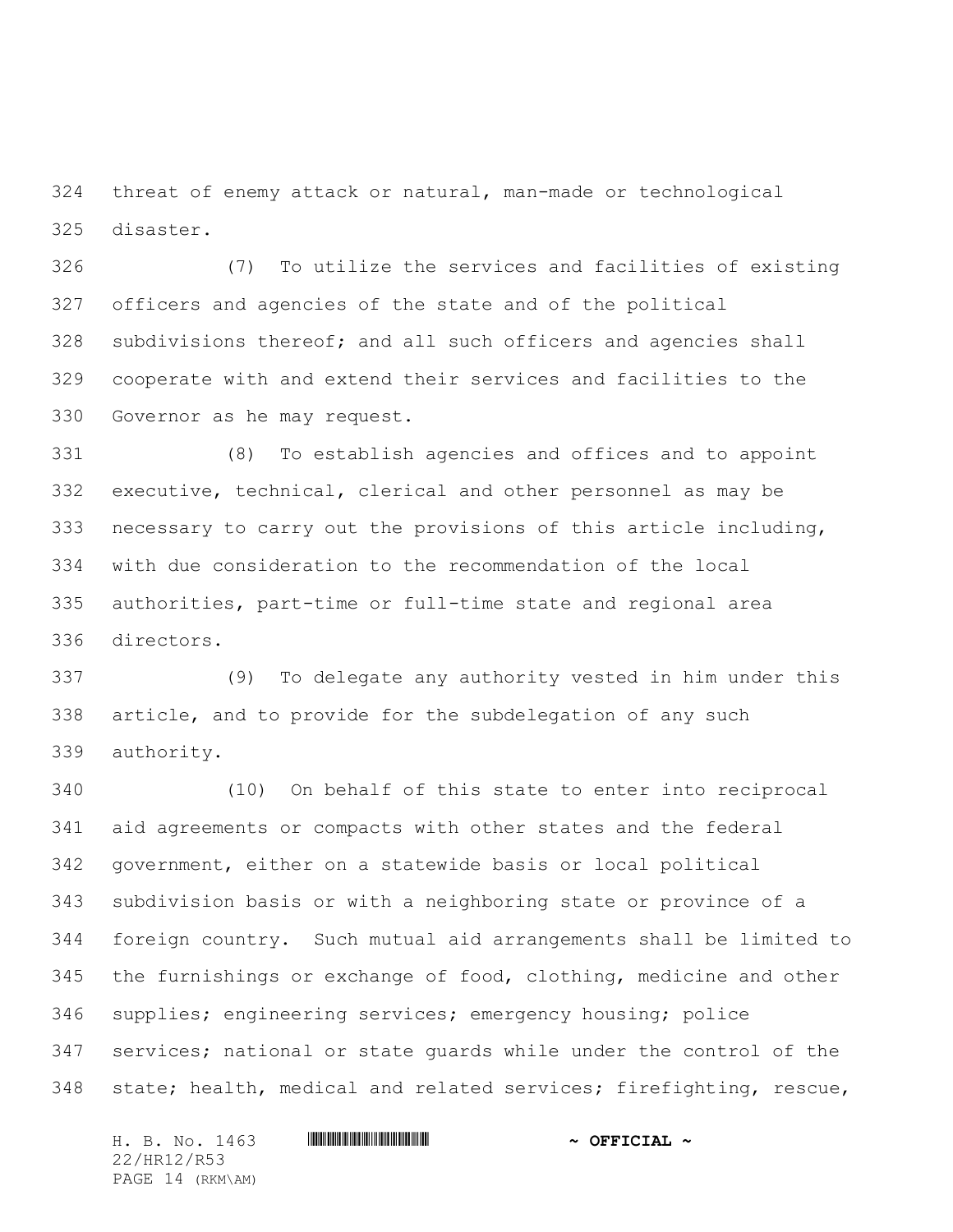threat of enemy attack or natural, man-made or technological disaster.

(7) To utilize the services and facilities of existing officers and agencies of the state and of the political subdivisions thereof; and all such officers and agencies shall cooperate with and extend their services and facilities to the Governor as he may request.

(8) To establish agencies and offices and to appoint executive, technical, clerical and other personnel as may be necessary to carry out the provisions of this article including, with due consideration to the recommendation of the local authorities, part-time or full-time state and regional area directors.

(9) To delegate any authority vested in him under this article, and to provide for the subdelegation of any such authority.

(10) On behalf of this state to enter into reciprocal aid agreements or compacts with other states and the federal government, either on a statewide basis or local political subdivision basis or with a neighboring state or province of a foreign country. Such mutual aid arrangements shall be limited to the furnishings or exchange of food, clothing, medicine and other supplies; engineering services; emergency housing; police services; national or state guards while under the control of the state; health, medical and related services; firefighting, rescue,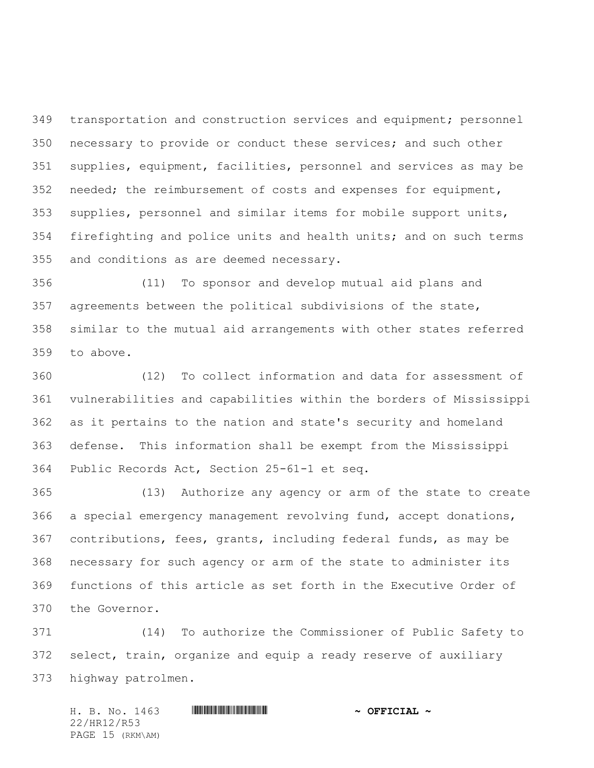transportation and construction services and equipment; personnel necessary to provide or conduct these services; and such other supplies, equipment, facilities, personnel and services as may be needed; the reimbursement of costs and expenses for equipment, supplies, personnel and similar items for mobile support units, firefighting and police units and health units; and on such terms and conditions as are deemed necessary.

(11) To sponsor and develop mutual aid plans and agreements between the political subdivisions of the state, similar to the mutual aid arrangements with other states referred to above.

(12) To collect information and data for assessment of vulnerabilities and capabilities within the borders of Mississippi as it pertains to the nation and state's security and homeland defense. This information shall be exempt from the Mississippi Public Records Act, Section 25-61-1 et seq.

(13) Authorize any agency or arm of the state to create a special emergency management revolving fund, accept donations, contributions, fees, grants, including federal funds, as may be necessary for such agency or arm of the state to administer its functions of this article as set forth in the Executive Order of the Governor.

(14) To authorize the Commissioner of Public Safety to select, train, organize and equip a ready reserve of auxiliary highway patrolmen.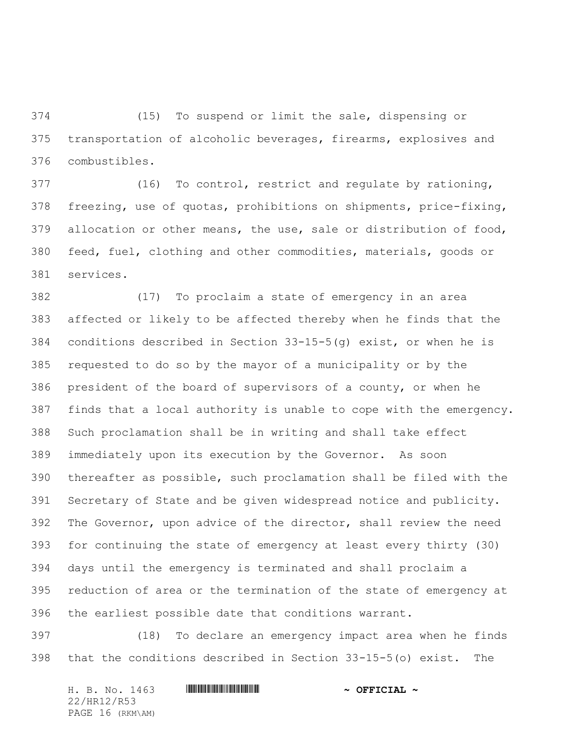(15) To suspend or limit the sale, dispensing or transportation of alcoholic beverages, firearms, explosives and combustibles.

(16) To control, restrict and regulate by rationing, freezing, use of quotas, prohibitions on shipments, price-fixing, allocation or other means, the use, sale or distribution of food, feed, fuel, clothing and other commodities, materials, goods or services.

(17) To proclaim a state of emergency in an area affected or likely to be affected thereby when he finds that the conditions described in Section 33-15-5(g) exist, or when he is requested to do so by the mayor of a municipality or by the president of the board of supervisors of a county, or when he finds that a local authority is unable to cope with the emergency. Such proclamation shall be in writing and shall take effect immediately upon its execution by the Governor. As soon thereafter as possible, such proclamation shall be filed with the Secretary of State and be given widespread notice and publicity. The Governor, upon advice of the director, shall review the need for continuing the state of emergency at least every thirty (30) days until the emergency is terminated and shall proclaim a reduction of area or the termination of the state of emergency at the earliest possible date that conditions warrant.

(18) To declare an emergency impact area when he finds that the conditions described in Section 33-15-5(o) exist. The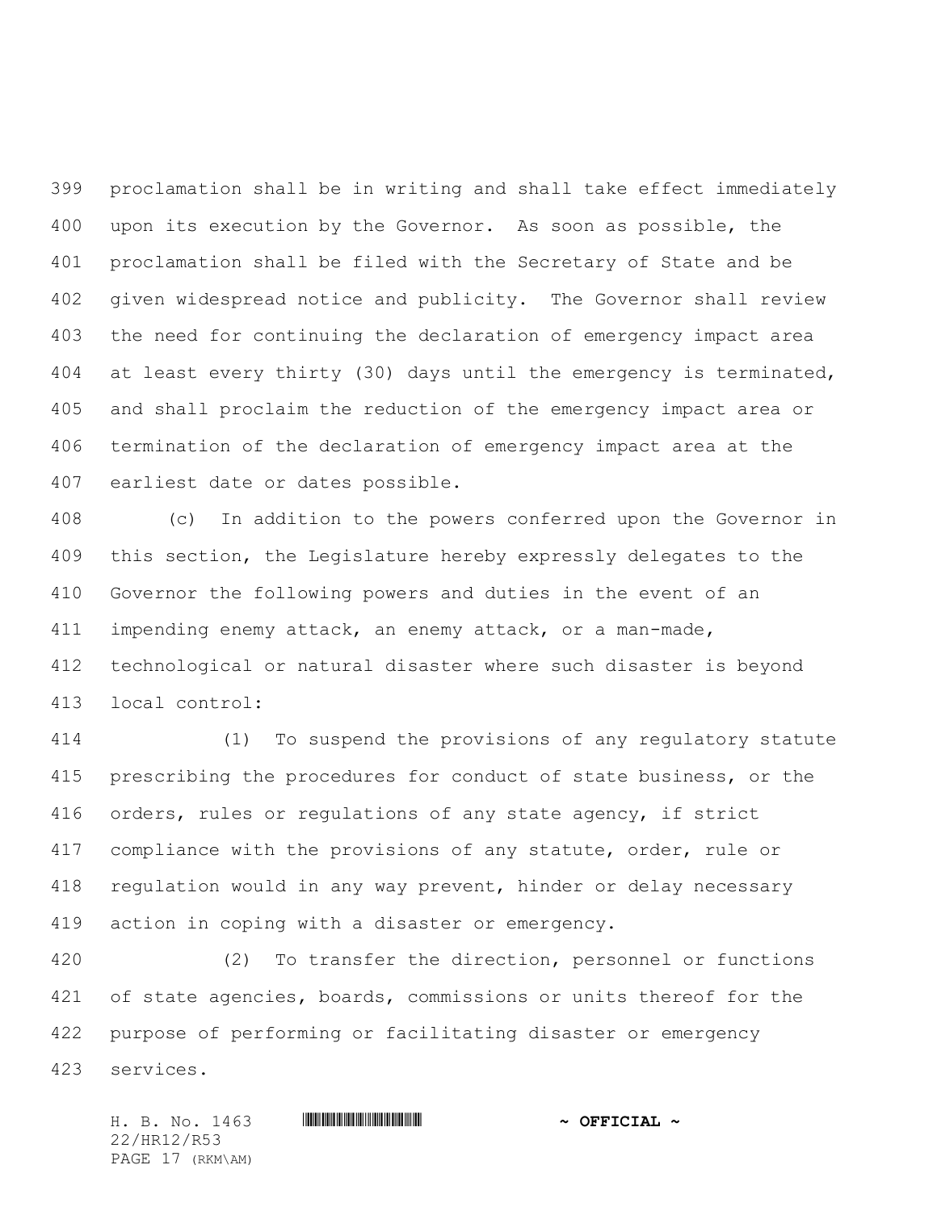proclamation shall be in writing and shall take effect immediately upon its execution by the Governor. As soon as possible, the proclamation shall be filed with the Secretary of State and be given widespread notice and publicity. The Governor shall review the need for continuing the declaration of emergency impact area at least every thirty (30) days until the emergency is terminated, and shall proclaim the reduction of the emergency impact area or termination of the declaration of emergency impact area at the earliest date or dates possible.

(c) In addition to the powers conferred upon the Governor in this section, the Legislature hereby expressly delegates to the Governor the following powers and duties in the event of an impending enemy attack, an enemy attack, or a man-made, technological or natural disaster where such disaster is beyond local control:

(1) To suspend the provisions of any regulatory statute prescribing the procedures for conduct of state business, or the orders, rules or regulations of any state agency, if strict compliance with the provisions of any statute, order, rule or regulation would in any way prevent, hinder or delay necessary action in coping with a disaster or emergency.

(2) To transfer the direction, personnel or functions of state agencies, boards, commissions or units thereof for the purpose of performing or facilitating disaster or emergency services.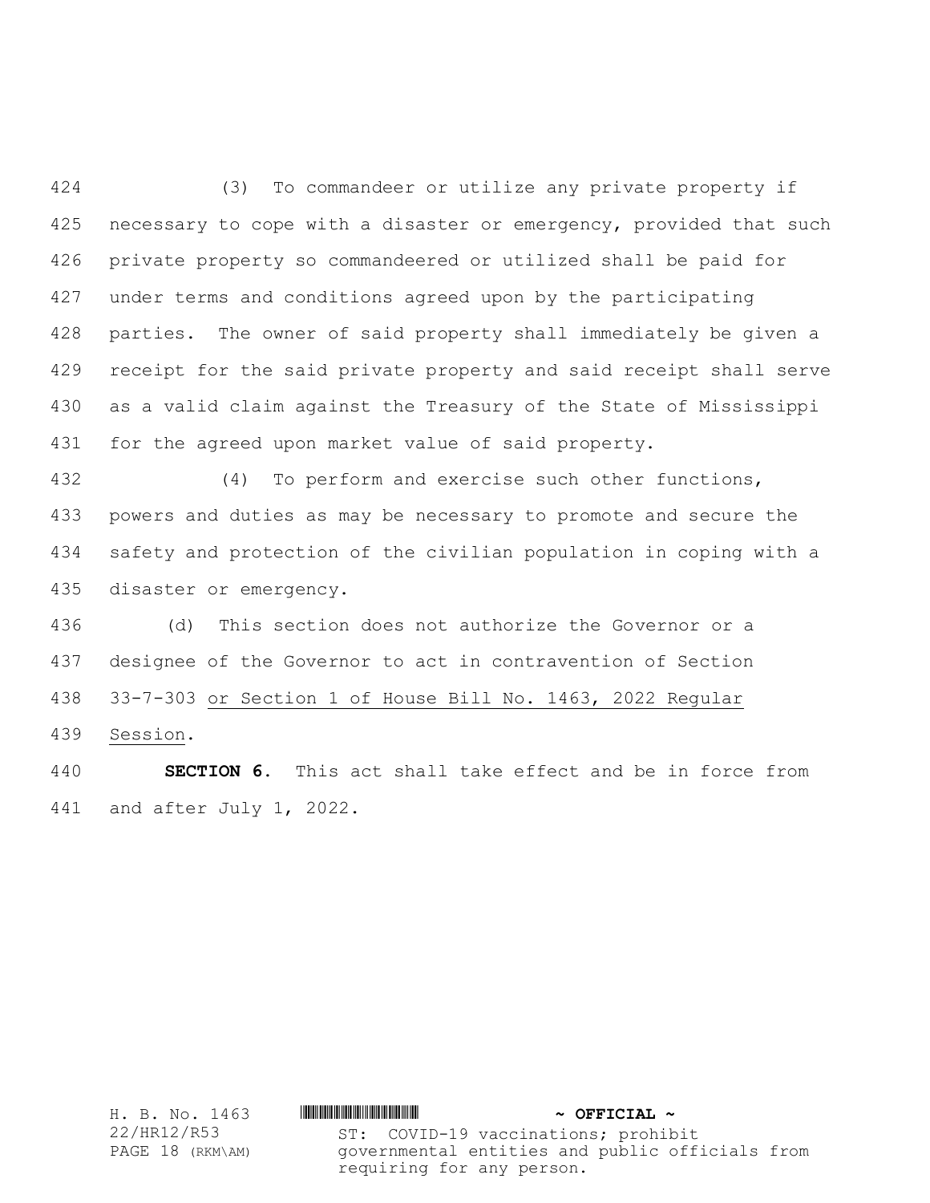(3) To commandeer or utilize any private property if necessary to cope with a disaster or emergency, provided that such private property so commandeered or utilized shall be paid for under terms and conditions agreed upon by the participating parties. The owner of said property shall immediately be given a receipt for the said private property and said receipt shall serve as a valid claim against the Treasury of the State of Mississippi for the agreed upon market value of said property.

(4) To perform and exercise such other functions, powers and duties as may be necessary to promote and secure the safety and protection of the civilian population in coping with a disaster or emergency.

(d) This section does not authorize the Governor or a designee of the Governor to act in contravention of Section 33-7-303 <u>or Section 1 of House Bill No. 1463, 2022 Regular Session</u>.

**SECTION 6.** This act shall take effect and be in force from and after July 1, 2022.